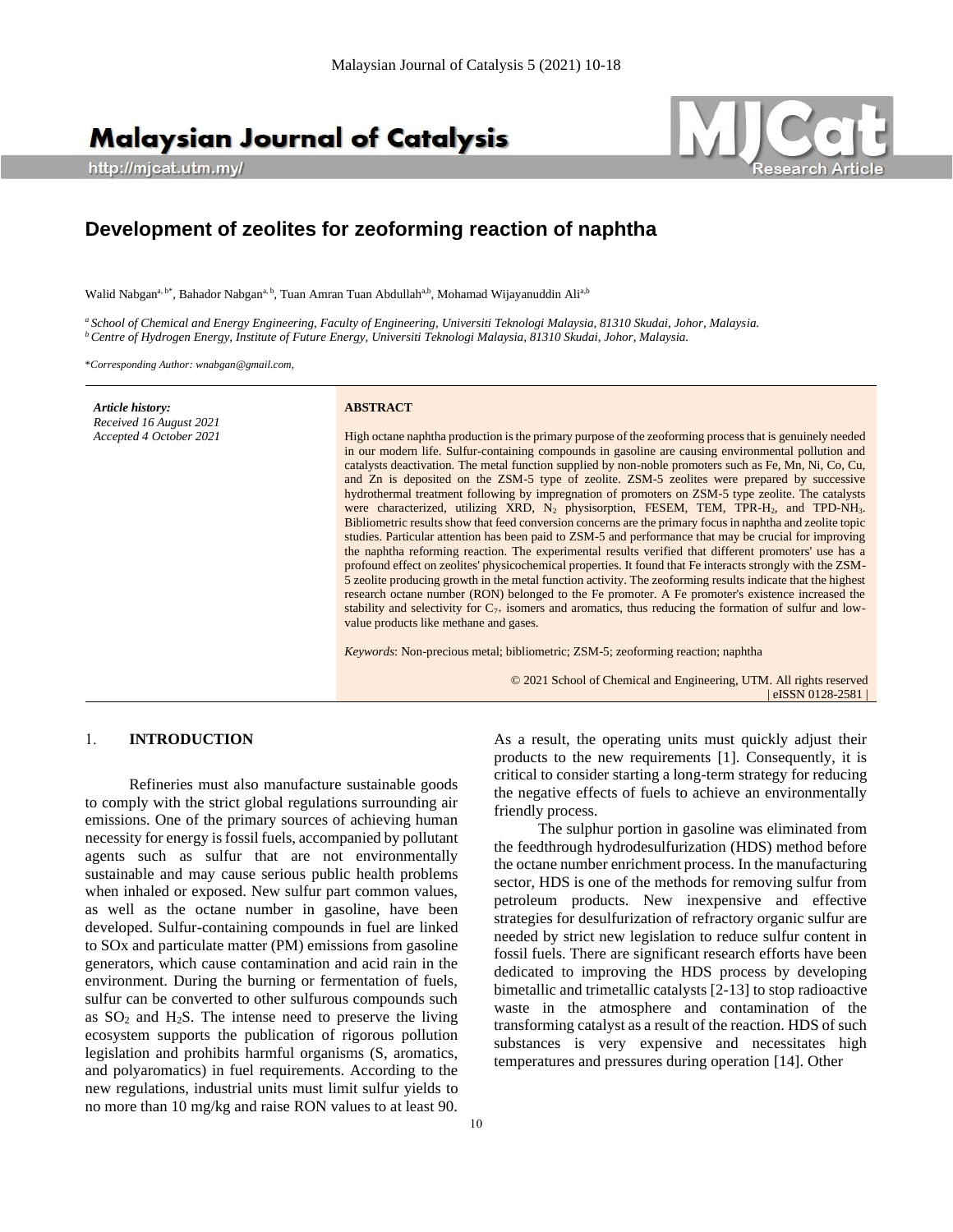# Development of zeolites for zeoforming reaction of naphtha

Walid Nabgan[a, b*], Bahador Nabgan[a, b], Tuan Amran Tuan Abdullah[a,b], Mohamad Wijayanuddin Ali[a,b]

[a] *School of Chemical and Energy Engineering, Faculty of Engineering, Universiti Teknologi Malaysia, 81310 Skudai, Johor, Malaysia.*
[b] *Centre of Hydrogen Energy, Institute of Future Energy, Universiti Teknologi Malaysia, 81310 Skudai, Johor, Malaysia.*

\**Corresponding Author: wnabgan@gmail.com,*

*Article history:*
*Received 16 August 2021*
*Accepted 4 October 2021*

**ABSTRACT**

High octane naphtha production is the primary purpose of the zeoforming process that is genuinely needed in our modern life. Sulfur-containing compounds in gasoline are causing environmental pollution and catalysts deactivation. The metal function supplied by non-noble promoters such as Fe, Mn, Ni, Co, Cu, and Zn is deposited on the ZSM-5 type of zeolite. ZSM-5 zeolites were prepared by successive hydrothermal treatment following by impregnation of promoters on ZSM-5 type zeolite. The catalysts were characterized, utilizing XRD, $N_2$ physisorption, FESEM, TEM, TPR-$H_2$, and TPD-$NH_3$. Bibliometric results show that feed conversion concerns are the primary focus in naphtha and zeolite topic studies. Particular attention has been paid to ZSM-5 and performance that may be crucial for improving the naphtha reforming reaction. The experimental results verified that different promoters' use has a profound effect on zeolites' physicochemical properties. It found that Fe interacts strongly with the ZSM-5 zeolite producing growth in the metal function activity. The zeoforming results indicate that the highest research octane number (RON) belonged to the Fe promoter. A Fe promoter's existence increased the stability and selectivity for $C_{7+}$ isomers and aromatics, thus reducing the formation of sulfur and low-value products like methane and gases.

*Keywords*: Non-precious metal; bibliometric; ZSM-5; zeoforming reaction; naphtha

© 2021 School of Chemical and Engineering, UTM. All rights reserved | eISSN 0128-2581 |

## 1. INTRODUCTION

Refineries must also manufacture sustainable goods to comply with the strict global regulations surrounding air emissions. One of the primary sources of achieving human necessity for energy is fossil fuels, accompanied by pollutant agents such as sulfur that are not environmentally sustainable and may cause serious public health problems when inhaled or exposed. New sulfur part common values, as well as the octane number in gasoline, have been developed. Sulfur-containing compounds in fuel are linked to SOx and particulate matter (PM) emissions from gasoline generators, which cause contamination and acid rain in the environment. During the burning or fermentation of fuels, sulfur can be converted to other sulfurous compounds such as $SO_2$ and $H_2S$. The intense need to preserve the living ecosystem supports the publication of rigorous pollution legislation and prohibits harmful organisms (S, aromatics, and polyaromatics) in fuel requirements. According to the new regulations, industrial units must limit sulfur yields to no more than 10 mg/kg and raise RON values to at least 90. As a result, the operating units must quickly adjust their products to the new requirements [1]. Consequently, it is critical to consider starting a long-term strategy for reducing the negative effects of fuels to achieve an environmentally friendly process.

The sulphur portion in gasoline was eliminated from the feedthrough hydrodesulfurization (HDS) method before the octane number enrichment process. In the manufacturing sector, HDS is one of the methods for removing sulfur from petroleum products. New inexpensive and effective strategies for desulfurization of refractory organic sulfur are needed by strict new legislation to reduce sulfur content in fossil fuels. There are significant research efforts have been dedicated to improving the HDS process by developing bimetallic and trimetallic catalysts [2-13] to stop radioactive waste in the atmosphere and contamination of the transforming catalyst as a result of the reaction. HDS of such substances is very expensive and necessitates high temperatures and pressures during operation [14]. Other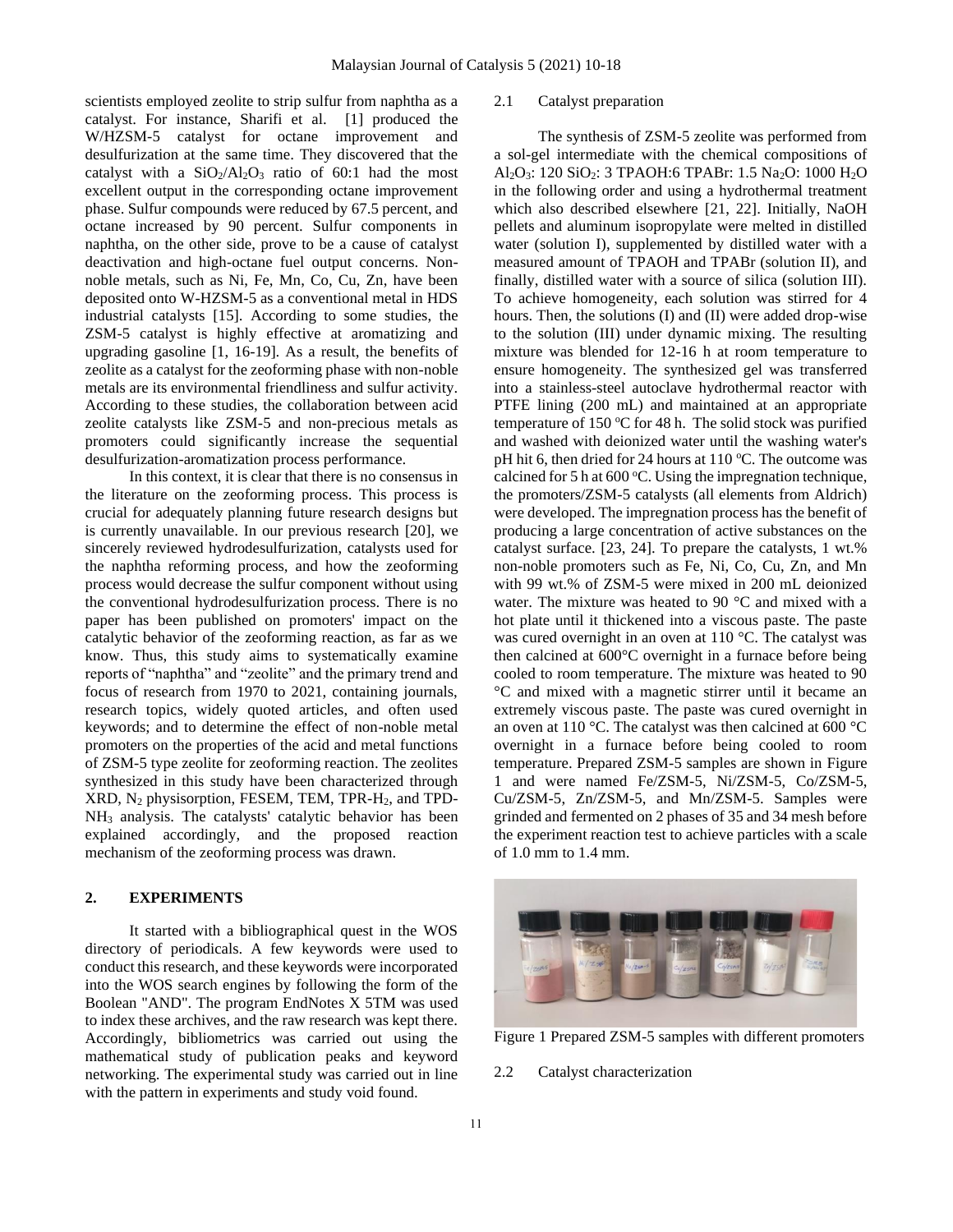scientists employed zeolite to strip sulfur from naphtha as a catalyst. For instance, Sharifi et al. [1] produced the W/HZSM-5 catalyst for octane improvement and desulfurization at the same time. They discovered that the catalyst with a $SiO_2/Al_2O_3$ ratio of 60:1 had the most excellent output in the corresponding octane improvement phase. Sulfur compounds were reduced by 67.5 percent, and octane increased by 90 percent. Sulfur components in naphtha, on the other side, prove to be a cause of catalyst deactivation and high-octane fuel output concerns. Non-noble metals, such as Ni, Fe, Mn, Co, Cu, Zn, have been deposited onto W-HZSM-5 as a conventional metal in HDS industrial catalysts [15]. According to some studies, the ZSM-5 catalyst is highly effective at aromatizing and upgrading gasoline [1, 16-19]. As a result, the benefits of zeolite as a catalyst for the zeoforming phase with non-noble metals are its environmental friendliness and sulfur activity. According to these studies, the collaboration between acid zeolite catalysts like ZSM-5 and non-precious metals as promoters could significantly increase the sequential desulfurization-aromatization process performance.

In this context, it is clear that there is no consensus in the literature on the zeoforming process. This process is crucial for adequately planning future research designs but is currently unavailable. In our previous research [20], we sincerely reviewed hydrodesulfurization, catalysts used for the naphtha reforming process, and how the zeoforming process would decrease the sulfur component without using the conventional hydrodesulfurization process. There is no paper has been published on promoters' impact on the catalytic behavior of the zeoforming reaction, as far as we know. Thus, this study aims to systematically examine reports of "naphtha" and "zeolite" and the primary trend and focus of research from 1970 to 2021, containing journals, research topics, widely quoted articles, and often used keywords; and to determine the effect of non-noble metal promoters on the properties of the acid and metal functions of ZSM-5 type zeolite for zeoforming reaction. The zeolites synthesized in this study have been characterized through XRD, $N_2$ physisorption, FESEM, TEM, TPR-$H_2$, and TPD-$NH_3$ analysis. The catalysts' catalytic behavior has been explained accordingly, and the proposed reaction mechanism of the zeoforming process was drawn.

## 2. EXPERIMENTS

It started with a bibliographical quest in the WOS directory of periodicals. A few keywords were used to conduct this research, and these keywords were incorporated into the WOS search engines by following the form of the Boolean "AND". The program EndNotes X 5TM was used to index these archives, and the raw research was kept there. Accordingly, bibliometrics was carried out using the mathematical study of publication peaks and keyword networking. The experimental study was carried out in line with the pattern in experiments and study void found.

### 2.1 Catalyst preparation

The synthesis of ZSM-5 zeolite was performed from a sol-gel intermediate with the chemical compositions of $Al_2O_3$: 120 $SiO_2$: 3 TPAOH:6 TPABr: 1.5 $Na_2O$: 1000 $H_2O$ in the following order and using a hydrothermal treatment which also described elsewhere [21, 22]. Initially, NaOH pellets and aluminum isopropylate were melted in distilled water (solution I), supplemented by distilled water with a measured amount of TPAOH and TPABr (solution II), and finally, distilled water with a source of silica (solution III). To achieve homogeneity, each solution was stirred for 4 hours. Then, the solutions (I) and (II) were added drop-wise to the solution (III) under dynamic mixing. The resulting mixture was blended for 12-16 h at room temperature to ensure homogeneity. The synthesized gel was transferred into a stainless-steel autoclave hydrothermal reactor with PTFE lining (200 mL) and maintained at an appropriate temperature of 150 °C for 48 h. The solid stock was purified and washed with deionized water until the washing water's pH hit 6, then dried for 24 hours at 110 °C. The outcome was calcined for 5 h at 600 °C. Using the impregnation technique, the promoters/ZSM-5 catalysts (all elements from Aldrich) were developed. The impregnation process has the benefit of producing a large concentration of active substances on the catalyst surface. [23, 24]. To prepare the catalysts, 1 wt.% non-noble promoters such as Fe, Ni, Co, Cu, Zn, and Mn with 99 wt.% of ZSM-5 were mixed in 200 mL deionized water. The mixture was heated to 90 °C and mixed with a hot plate until it thickened into a viscous paste. The paste was cured overnight in an oven at 110 °C. The catalyst was then calcined at 600°C overnight in a furnace before being cooled to room temperature. The mixture was heated to 90 °C and mixed with a magnetic stirrer until it became an extremely viscous paste. The paste was cured overnight in an oven at 110 °C. The catalyst was then calcined at 600 °C overnight in a furnace before being cooled to room temperature. Prepared ZSM-5 samples are shown in Figure 1 and were named Fe/ZSM-5, Ni/ZSM-5, Co/ZSM-5, Cu/ZSM-5, Zn/ZSM-5, and Mn/ZSM-5. Samples were grinded and fermented on 2 phases of 35 and 34 mesh before the experiment reaction test to achieve particles with a scale of 1.0 mm to 1.4 mm.

Figure 1 Prepared ZSM-5 samples with different promoters

### 2.2 Catalyst characterization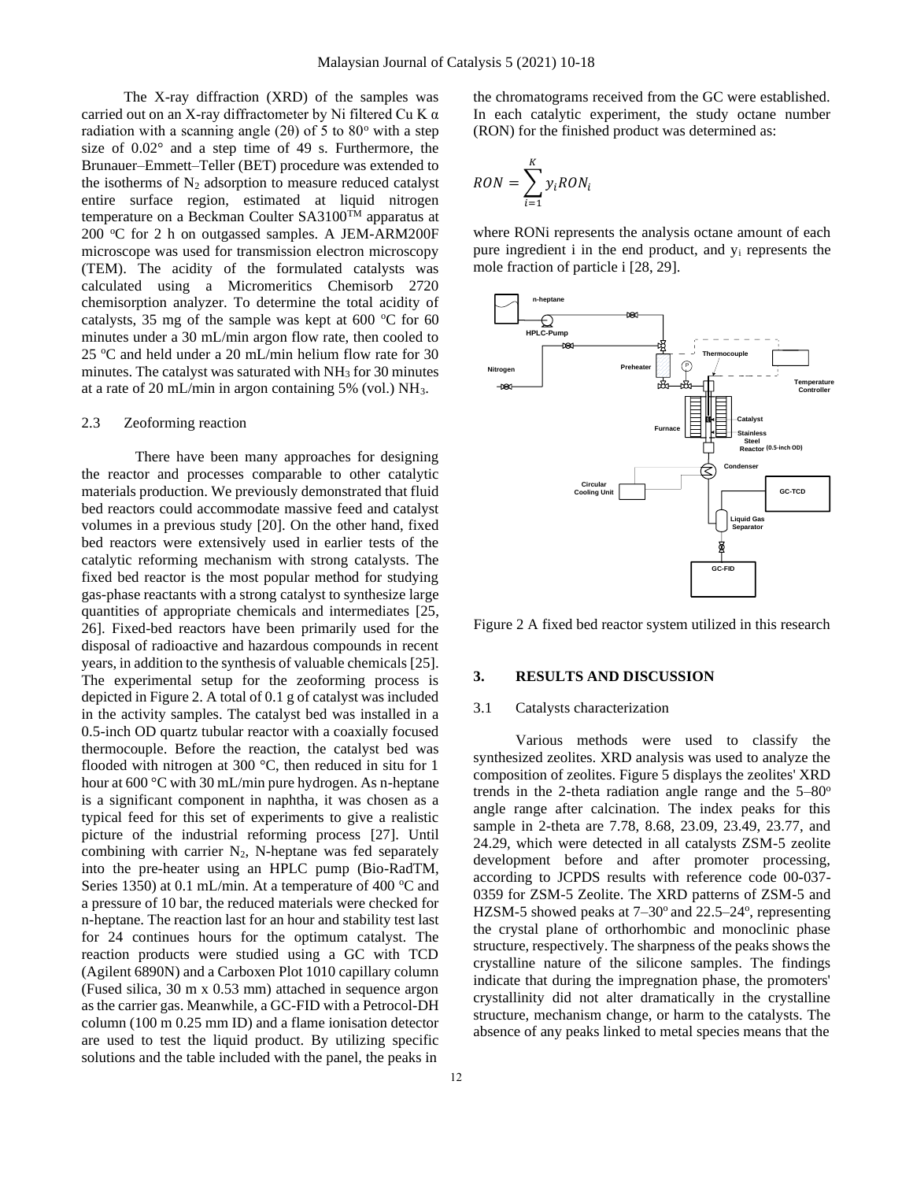The X-ray diffraction (XRD) of the samples was carried out on an X-ray diffractometer by Ni filtered Cu K α radiation with a scanning angle (2θ) of 5 to 80° with a step size of 0.02° and a step time of 49 s. Furthermore, the Brunauer–Emmett–Teller (BET) procedure was extended to the isotherms of $N_2$ adsorption to measure reduced catalyst entire surface region, estimated at liquid nitrogen temperature on a Beckman Coulter SA3100™ apparatus at 200 °C for 2 h on outgassed samples. A JEM-ARM200F microscope was used for transmission electron microscopy (TEM). The acidity of the formulated catalysts was calculated using a Micromeritics Chemisorb 2720 chemisorption analyzer. To determine the total acidity of catalysts, 35 mg of the sample was kept at 600 °C for 60 minutes under a 30 mL/min argon flow rate, then cooled to 25 °C and held under a 20 mL/min helium flow rate for 30 minutes. The catalyst was saturated with $NH_3$ for 30 minutes at a rate of 20 mL/min in argon containing 5% (vol.) $NH_3$.

### 2.3 Zeoforming reaction

There have been many approaches for designing the reactor and processes comparable to other catalytic materials production. We previously demonstrated that fluid bed reactors could accommodate massive feed and catalyst volumes in a previous study [20]. On the other hand, fixed bed reactors were extensively used in earlier tests of the catalytic reforming mechanism with strong catalysts. The fixed bed reactor is the most popular method for studying gas-phase reactants with a strong catalyst to synthesize large quantities of appropriate chemicals and intermediates [25, 26]. Fixed-bed reactors have been primarily used for the disposal of radioactive and hazardous compounds in recent years, in addition to the synthesis of valuable chemicals [25]. The experimental setup for the zeoforming process is depicted in Figure 2. A total of 0.1 g of catalyst was included in the activity samples. The catalyst bed was installed in a 0.5-inch OD quartz tubular reactor with a coaxially focused thermocouple. Before the reaction, the catalyst bed was flooded with nitrogen at 300 °C, then reduced in situ for 1 hour at 600 °C with 30 mL/min pure hydrogen. As n-heptane is a significant component in naphtha, it was chosen as a typical feed for this set of experiments to give a realistic picture of the industrial reforming process [27]. Until combining with carrier $N_2$, N-heptane was fed separately into the pre-heater using an HPLC pump (Bio-RadTM, Series 1350) at 0.1 mL/min. At a temperature of 400 °C and a pressure of 10 bar, the reduced materials were checked for n-heptane. The reaction last for an hour and stability test last for 24 continues hours for the optimum catalyst. The reaction products were studied using a GC with TCD (Agilent 6890N) and a Carboxen Plot 1010 capillary column (Fused silica, 30 m x 0.53 mm) attached in sequence argon as the carrier gas. Meanwhile, a GC-FID with a Petrocol-DH column (100 m 0.25 mm ID) and a flame ionisation detector are used to test the liquid product. By utilizing specific solutions and the table included with the panel, the peaks in the chromatograms received from the GC were established. In each catalytic experiment, the study octane number (RON) for the finished product was determined as:

$$RON = \sum_{i=1}^{K} y_i RON_i$$

where RONi represents the analysis octane amount of each pure ingredient i in the end product, and $y_i$ represents the mole fraction of particle i [28, 29].

Figure 2 A fixed bed reactor system utilized in this research

## 3. RESULTS AND DISCUSSION

### 3.1 Catalysts characterization

Various methods were used to classify the synthesized zeolites. XRD analysis was used to analyze the composition of zeolites. Figure 5 displays the zeolites' XRD trends in the 2-theta radiation angle range and the 5–80° angle range after calcination. The index peaks for this sample in 2-theta are 7.78, 8.68, 23.09, 23.49, 23.77, and 24.29, which were detected in all catalysts ZSM-5 zeolite development before and after promoter processing, according to JCPDS results with reference code 00-037-0359 for ZSM-5 Zeolite. The XRD patterns of ZSM-5 and HZSM-5 showed peaks at 7–30° and 22.5–24°, representing the crystal plane of orthorhombic and monoclinic phase structure, respectively. The sharpness of the peaks shows the crystalline nature of the silicone samples. The findings indicate that during the impregnation phase, the promoters' crystallinity did not alter dramatically in the crystalline structure, mechanism change, or harm to the catalysts. The absence of any peaks linked to metal species means that the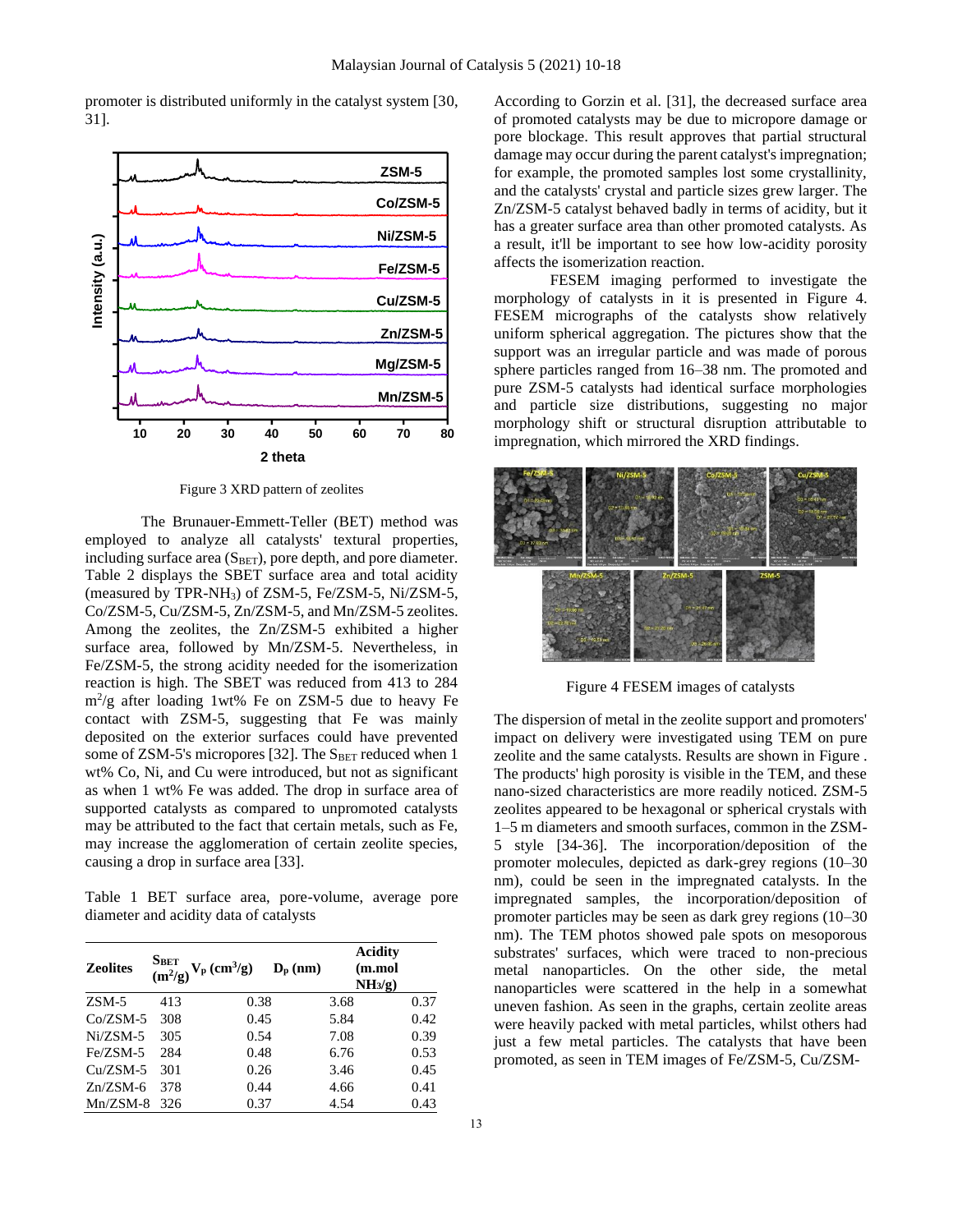promoter is distributed uniformly in the catalyst system [30, 31].

Figure 3 XRD pattern of zeolites

The Brunauer-Emmett-Teller (BET) method was employed to analyze all catalysts' textural properties, including surface area ($S_{BET}$), pore depth, and pore diameter. Table 2 displays the SBET surface area and total acidity (measured by TPR-$NH_3$) of ZSM-5, Fe/ZSM-5, Ni/ZSM-5, Co/ZSM-5, Cu/ZSM-5, Zn/ZSM-5, and Mn/ZSM-5 zeolites. Among the zeolites, the Zn/ZSM-5 exhibited a higher surface area, followed by Mn/ZSM-5. Nevertheless, in Fe/ZSM-5, the strong acidity needed for the isomerization reaction is high. The SBET was reduced from 413 to 284 $m^2/g$ after loading 1wt% Fe on ZSM-5 due to heavy Fe contact with ZSM-5, suggesting that Fe was mainly deposited on the exterior surfaces could have prevented some of ZSM-5's micropores [32]. The $S_{BET}$ reduced when 1 wt% Co, Ni, and Cu were introduced, but not as significant as when 1 wt% Fe was added. The drop in surface area of supported catalysts as compared to unpromoted catalysts may be attributed to the fact that certain metals, such as Fe, may increase the agglomeration of certain zeolite species, causing a drop in surface area [33].

Table 1 BET surface area, pore-volume, average pore diameter and acidity data of catalysts

| Zeolites | $S_{BET}$ ($m^2/g$) | $V_p$ ($cm^3/g$) | $D_p$ (nm) | Acidity (m.mol $NH_3/g$) |
|---|---|---|---|---|
| ZSM-5 | 413 | 0.38 | 3.68 | 0.37 |
| Co/ZSM-5 | 308 | 0.45 | 5.84 | 0.42 |
| Ni/ZSM-5 | 305 | 0.54 | 7.08 | 0.39 |
| Fe/ZSM-5 | 284 | 0.48 | 6.76 | 0.53 |
| Cu/ZSM-5 | 301 | 0.26 | 3.46 | 0.45 |
| Zn/ZSM-6 | 378 | 0.44 | 4.66 | 0.41 |
| Mn/ZSM-8 | 326 | 0.37 | 4.54 | 0.43 |

According to Gorzin et al. [31], the decreased surface area of promoted catalysts may be due to micropore damage or pore blockage. This result approves that partial structural damage may occur during the parent catalyst's impregnation; for example, the promoted samples lost some crystallinity, and the catalysts' crystal and particle sizes grew larger. The Zn/ZSM-5 catalyst behaved badly in terms of acidity, but it has a greater surface area than other promoted catalysts. As a result, it'll be important to see how low-acidity porosity affects the isomerization reaction.

FESEM imaging performed to investigate the morphology of catalysts in it is presented in Figure 4. FESEM micrographs of the catalysts show relatively uniform spherical aggregation. The pictures show that the support was an irregular particle and was made of porous sphere particles ranged from 16–38 nm. The promoted and pure ZSM-5 catalysts had identical surface morphologies and particle size distributions, suggesting no major morphology shift or structural disruption attributable to impregnation, which mirrored the XRD findings.

Figure 4 FESEM images of catalysts

The dispersion of metal in the zeolite support and promoters' impact on delivery were investigated using TEM on pure zeolite and the same catalysts. Results are shown in Figure . The products' high porosity is visible in the TEM, and these nano-sized characteristics are more readily noticed. ZSM-5 zeolites appeared to be hexagonal or spherical crystals with 1–5 m diameters and smooth surfaces, common in the ZSM-5 style [34-36]. The incorporation/deposition of the promoter molecules, depicted as dark-grey regions (10–30 nm), could be seen in the impregnated catalysts. In the impregnated samples, the incorporation/deposition of promoter particles may be seen as dark grey regions (10–30 nm). The TEM photos showed pale spots on mesoporous substrates' surfaces, which were traced to non-precious metal nanoparticles. On the other side, the metal nanoparticles were scattered in the help in a somewhat uneven fashion. As seen in the graphs, certain zeolite areas were heavily packed with metal particles, whilst others had just a few metal particles. The catalysts that have been promoted, as seen in TEM images of Fe/ZSM-5, Cu/ZSM-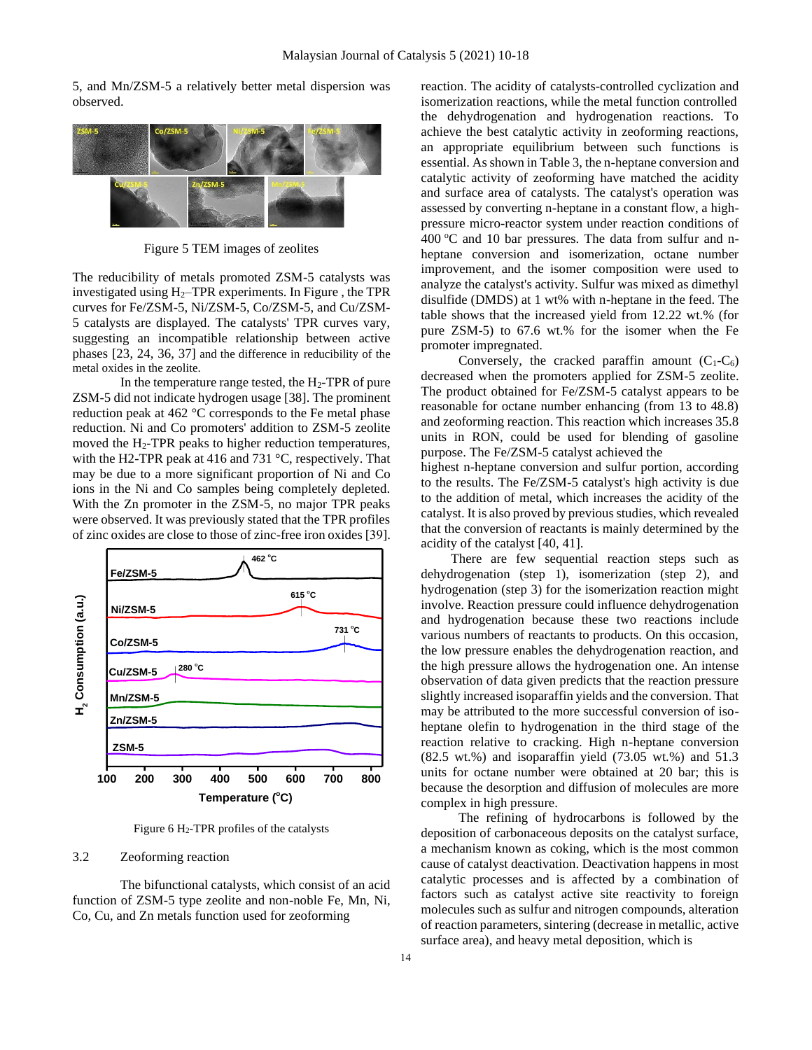5, and Mn/ZSM-5 a relatively better metal dispersion was observed.

Figure 5 TEM images of zeolites

The reducibility of metals promoted ZSM-5 catalysts was investigated using $H_2$–TPR experiments. In Figure , the TPR curves for Fe/ZSM-5, Ni/ZSM-5, Co/ZSM-5, and Cu/ZSM-5 catalysts are displayed. The catalysts' TPR curves vary, suggesting an incompatible relationship between active phases [23, 24, 36, 37] and the difference in reducibility of the metal oxides in the zeolite.

In the temperature range tested, the $H_2$-TPR of pure ZSM-5 did not indicate hydrogen usage [38]. The prominent reduction peak at 462 °C corresponds to the Fe metal phase reduction. Ni and Co promoters' addition to ZSM-5 zeolite moved the $H_2$-TPR peaks to higher reduction temperatures, with the H2-TPR peak at 416 and 731 °C, respectively. That may be due to a more significant proportion of Ni and Co ions in the Ni and Co samples being completely depleted. With the Zn promoter in the ZSM-5, no major TPR peaks were observed. It was previously stated that the TPR profiles of zinc oxides are close to those of zinc-free iron oxides [39].

Figure 6 $H_2$-TPR profiles of the catalysts

## 3.2 Zeoforming reaction

The bifunctional catalysts, which consist of an acid function of ZSM-5 type zeolite and non-noble Fe, Mn, Ni, Co, Cu, and Zn metals function used for zeoforming reaction. The acidity of catalysts-controlled cyclization and isomerization reactions, while the metal function controlled the dehydrogenation and hydrogenation reactions. To achieve the best catalytic activity in zeoforming reactions, an appropriate equilibrium between such functions is essential. As shown in Table 3, the n-heptane conversion and catalytic activity of zeoforming have matched the acidity and surface area of catalysts. The catalyst's operation was assessed by converting n-heptane in a constant flow, a high-pressure micro-reactor system under reaction conditions of 400 °C and 10 bar pressures. The data from sulfur and n-heptane conversion and isomerization, octane number improvement, and the isomer composition were used to analyze the catalyst's activity. Sulfur was mixed as dimethyl disulfide (DMDS) at 1 wt% with n-heptane in the feed. The table shows that the increased yield from 12.22 wt.% (for pure ZSM-5) to 67.6 wt.% for the isomer when the Fe promoter impregnated.

Conversely, the cracked paraffin amount ($C_1$-$C_6$) decreased when the promoters applied for ZSM-5 zeolite. The product obtained for Fe/ZSM-5 catalyst appears to be reasonable for octane number enhancing (from 13 to 48.8) and zeoforming reaction. This reaction which increases 35.8 units in RON, could be used for blending of gasoline purpose. The Fe/ZSM-5 catalyst achieved the highest n-heptane conversion and sulfur portion, according to the results. The Fe/ZSM-5 catalyst's high activity is due to the addition of metal, which increases the acidity of the catalyst. It is also proved by previous studies, which revealed that the conversion of reactants is mainly determined by the acidity of the catalyst [40, 41].

There are few sequential reaction steps such as dehydrogenation (step 1), isomerization (step 2), and hydrogenation (step 3) for the isomerization reaction might involve. Reaction pressure could influence dehydrogenation and hydrogenation because these two reactions include various numbers of reactants to products. On this occasion, the low pressure enables the dehydrogenation reaction, and the high pressure allows the hydrogenation one. An intense observation of data given predicts that the reaction pressure slightly increased isoparaffin yields and the conversion. That may be attributed to the more successful conversion of iso-heptane olefin to hydrogenation in the third stage of the reaction relative to cracking. High n-heptane conversion (82.5 wt.%) and isoparaffin yield (73.05 wt.%) and 51.3 units for octane number were obtained at 20 bar; this is because the desorption and diffusion of molecules are more complex in high pressure.

The refining of hydrocarbons is followed by the deposition of carbonaceous deposits on the catalyst surface, a mechanism known as coking, which is the most common cause of catalyst deactivation. Deactivation happens in most catalytic processes and is affected by a combination of factors such as catalyst active site reactivity to foreign molecules such as sulfur and nitrogen compounds, alteration of reaction parameters, sintering (decrease in metallic, active surface area), and heavy metal deposition, which is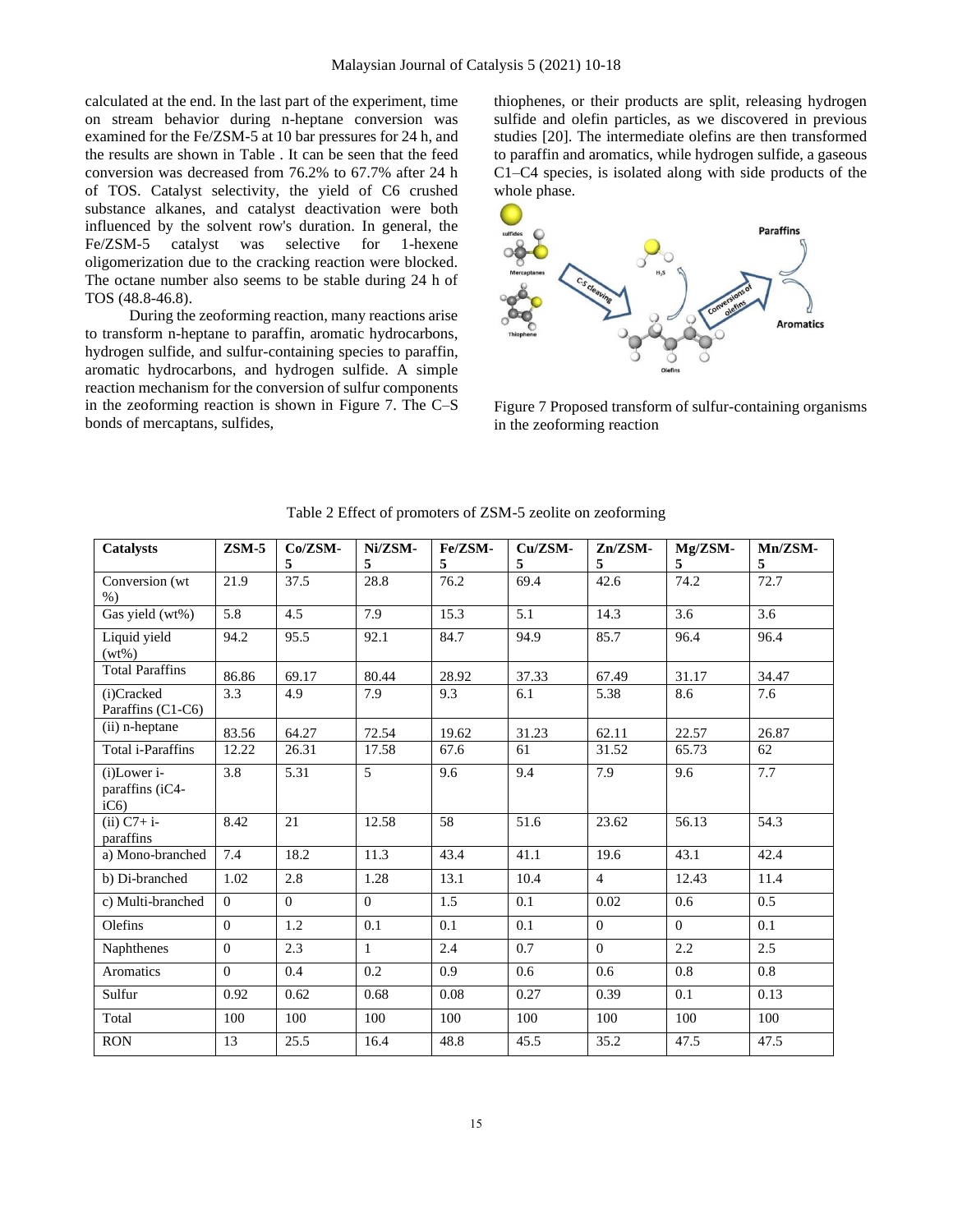calculated at the end. In the last part of the experiment, time on stream behavior during n-heptane conversion was examined for the Fe/ZSM-5 at 10 bar pressures for 24 h, and the results are shown in Table . It can be seen that the feed conversion was decreased from 76.2% to 67.7% after 24 h of TOS. Catalyst selectivity, the yield of C6 crushed substance alkanes, and catalyst deactivation were both influenced by the solvent row's duration. In general, the Fe/ZSM-5 catalyst was selective for 1-hexene oligomerization due to the cracking reaction were blocked. The octane number also seems to be stable during 24 h of TOS (48.8-46.8).

During the zeoforming reaction, many reactions arise to transform n-heptane to paraffin, aromatic hydrocarbons, hydrogen sulfide, and sulfur-containing species to paraffin, aromatic hydrocarbons, and hydrogen sulfide. A simple reaction mechanism for the conversion of sulfur components in the zeoforming reaction is shown in Figure 7. The C–S bonds of mercaptans, sulfides, thiophenes, or their products are split, releasing hydrogen sulfide and olefin particles, as we discovered in previous studies [20]. The intermediate olefins are then transformed to paraffin and aromatics, while hydrogen sulfide, a gaseous C1–C4 species, is isolated along with side products of the whole phase.

Figure 7 Proposed transform of sulfur-containing organisms in the zeoforming reaction

Table 2 Effect of promoters of ZSM-5 zeolite on zeoforming

| Catalysts | ZSM-5 | Co/ZSM-5 | Ni/ZSM-5 | Fe/ZSM-5 | Cu/ZSM-5 | Zn/ZSM-5 | Mg/ZSM-5 | Mn/ZSM-5 |
|---|---|---|---|---|---|---|---|---|
| Conversion (wt %) | 21.9 | 37.5 | 28.8 | 76.2 | 69.4 | 42.6 | 74.2 | 72.7 |
| Gas yield (wt%) | 5.8 | 4.5 | 7.9 | 15.3 | 5.1 | 14.3 | 3.6 | 3.6 |
| Liquid yield (wt%) | 94.2 | 95.5 | 92.1 | 84.7 | 94.9 | 85.7 | 96.4 | 96.4 |
| Total Paraffins | 86.86 | 69.17 | 80.44 | 28.92 | 37.33 | 67.49 | 31.17 | 34.47 |
| (i)Cracked Paraffins (C1-C6) | 3.3 | 4.9 | 7.9 | 9.3 | 6.1 | 5.38 | 8.6 | 7.6 |
| (ii) n-heptane | 83.56 | 64.27 | 72.54 | 19.62 | 31.23 | 62.11 | 22.57 | 26.87 |
| Total i-Paraffins | 12.22 | 26.31 | 17.58 | 67.6 | 61 | 31.52 | 65.73 | 62 |
| (i)Lower i-paraffins (iC4-iC6) | 3.8 | 5.31 | 5 | 9.6 | 9.4 | 7.9 | 9.6 | 7.7 |
| (ii) C7+ i-paraffins | 8.42 | 21 | 12.58 | 58 | 51.6 | 23.62 | 56.13 | 54.3 |
| a) Mono-branched | 7.4 | 18.2 | 11.3 | 43.4 | 41.1 | 19.6 | 43.1 | 42.4 |
| b) Di-branched | 1.02 | 2.8 | 1.28 | 13.1 | 10.4 | 4 | 12.43 | 11.4 |
| c) Multi-branched | 0 | 0 | 0 | 1.5 | 0.1 | 0.02 | 0.6 | 0.5 |
| Olefins | 0 | 1.2 | 0.1 | 0.1 | 0.1 | 0 | 0 | 0.1 |
| Naphthenes | 0 | 2.3 | 1 | 2.4 | 0.7 | 0 | 2.2 | 2.5 |
| Aromatics | 0 | 0.4 | 0.2 | 0.9 | 0.6 | 0.6 | 0.8 | 0.8 |
| Sulfur | 0.92 | 0.62 | 0.68 | 0.08 | 0.27 | 0.39 | 0.1 | 0.13 |
| Total | 100 | 100 | 100 | 100 | 100 | 100 | 100 | 100 |
| RON | 13 | 25.5 | 16.4 | 48.8 | 45.5 | 35.2 | 47.5 | 47.5 |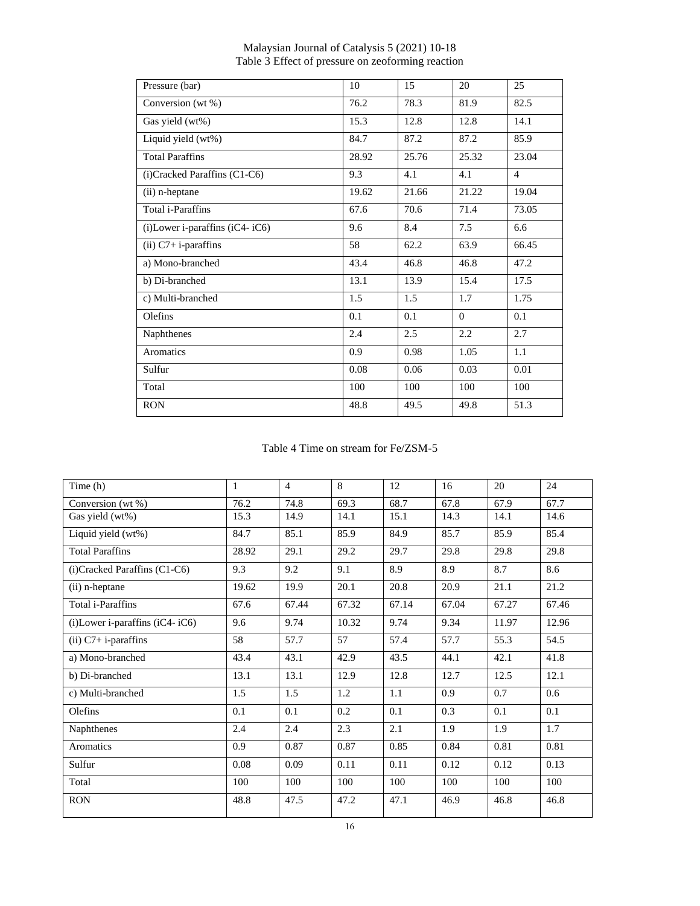Table 3 Effect of pressure on zeoforming reaction

| Pressure (bar) | 10 | 15 | 20 | 25 |
|---|---|---|---|---|
| Conversion (wt %) | 76.2 | 78.3 | 81.9 | 82.5 |
| Gas yield (wt%) | 15.3 | 12.8 | 12.8 | 14.1 |
| Liquid yield (wt%) | 84.7 | 87.2 | 87.2 | 85.9 |
| Total Paraffins | 28.92 | 25.76 | 25.32 | 23.04 |
| (i)Cracked Paraffins (C1-C6) | 9.3 | 4.1 | 4.1 | 4 |
| (ii) n-heptane | 19.62 | 21.66 | 21.22 | 19.04 |
| Total i-Paraffins | 67.6 | 70.6 | 71.4 | 73.05 |
| (i)Lower i-paraffins (iC4- iC6) | 9.6 | 8.4 | 7.5 | 6.6 |
| (ii) C7+ i-paraffins | 58 | 62.2 | 63.9 | 66.45 |
| a) Mono-branched | 43.4 | 46.8 | 46.8 | 47.2 |
| b) Di-branched | 13.1 | 13.9 | 15.4 | 17.5 |
| c) Multi-branched | 1.5 | 1.5 | 1.7 | 1.75 |
| Olefins | 0.1 | 0.1 | 0 | 0.1 |
| Naphthenes | 2.4 | 2.5 | 2.2 | 2.7 |
| Aromatics | 0.9 | 0.98 | 1.05 | 1.1 |
| Sulfur | 0.08 | 0.06 | 0.03 | 0.01 |
| Total | 100 | 100 | 100 | 100 |
| RON | 48.8 | 49.5 | 49.8 | 51.3 |

Table 4 Time on stream for Fe/ZSM-5

| Time (h) | 1 | 4 | 8 | 12 | 16 | 20 | 24 |
|---|---|---|---|---|---|---|---|
| Conversion (wt %) | 76.2 | 74.8 | 69.3 | 68.7 | 67.8 | 67.9 | 67.7 |
| Gas yield (wt%) | 15.3 | 14.9 | 14.1 | 15.1 | 14.3 | 14.1 | 14.6 |
| Liquid yield (wt%) | 84.7 | 85.1 | 85.9 | 84.9 | 85.7 | 85.9 | 85.4 |
| Total Paraffins | 28.92 | 29.1 | 29.2 | 29.7 | 29.8 | 29.8 | 29.8 |
| (i)Cracked Paraffins (C1-C6) | 9.3 | 9.2 | 9.1 | 8.9 | 8.9 | 8.7 | 8.6 |
| (ii) n-heptane | 19.62 | 19.9 | 20.1 | 20.8 | 20.9 | 21.1 | 21.2 |
| Total i-Paraffins | 67.6 | 67.44 | 67.32 | 67.14 | 67.04 | 67.27 | 67.46 |
| (i)Lower i-paraffins (iC4- iC6) | 9.6 | 9.74 | 10.32 | 9.74 | 9.34 | 11.97 | 12.96 |
| (ii) C7+ i-paraffins | 58 | 57.7 | 57 | 57.4 | 57.7 | 55.3 | 54.5 |
| a) Mono-branched | 43.4 | 43.1 | 42.9 | 43.5 | 44.1 | 42.1 | 41.8 |
| b) Di-branched | 13.1 | 13.1 | 12.9 | 12.8 | 12.7 | 12.5 | 12.1 |
| c) Multi-branched | 1.5 | 1.5 | 1.2 | 1.1 | 0.9 | 0.7 | 0.6 |
| Olefins | 0.1 | 0.1 | 0.2 | 0.1 | 0.3 | 0.1 | 0.1 |
| Naphthenes | 2.4 | 2.4 | 2.3 | 2.1 | 1.9 | 1.9 | 1.7 |
| Aromatics | 0.9 | 0.87 | 0.87 | 0.85 | 0.84 | 0.81 | 0.81 |
| Sulfur | 0.08 | 0.09 | 0.11 | 0.11 | 0.12 | 0.12 | 0.13 |
| Total | 100 | 100 | 100 | 100 | 100 | 100 | 100 |
| RON | 48.8 | 47.5 | 47.2 | 47.1 | 46.9 | 46.8 | 46.8 |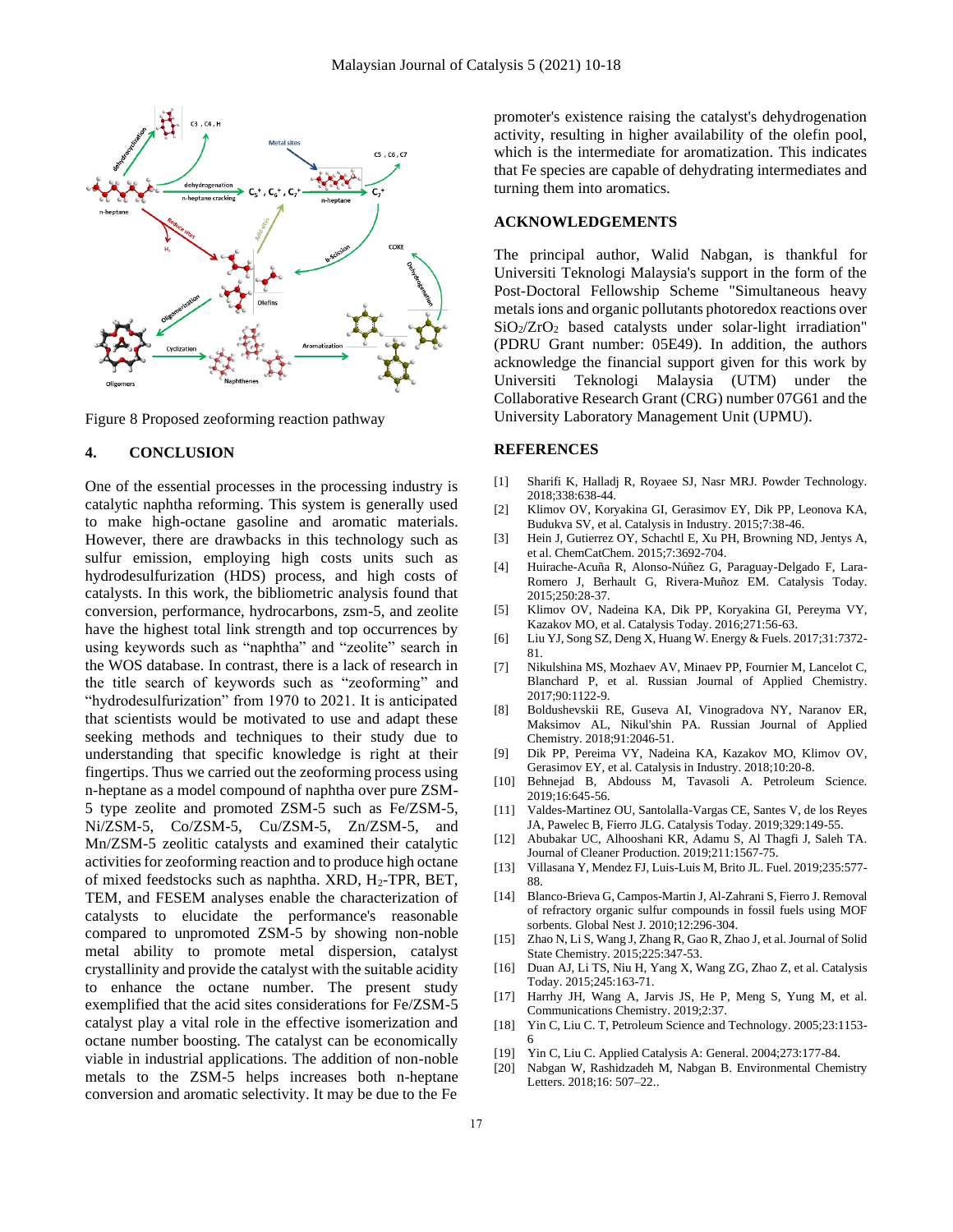Figure 8 Proposed zeoforming reaction pathway

## 4. CONCLUSION

One of the essential processes in the processing industry is catalytic naphtha reforming. This system is generally used to make high-octane gasoline and aromatic materials. However, there are drawbacks in this technology such as sulfur emission, employing high costs units such as hydrodesulfurization (HDS) process, and high costs of catalysts. In this work, the bibliometric analysis found that conversion, performance, hydrocarbons, zsm-5, and zeolite have the highest total link strength and top occurrences by using keywords such as "naphtha" and "zeolite" search in the WOS database. In contrast, there is a lack of research in the title search of keywords such as "zeoforming" and "hydrodesulfurization" from 1970 to 2021. It is anticipated that scientists would be motivated to use and adapt these seeking methods and techniques to their study due to understanding that specific knowledge is right at their fingertips. Thus we carried out the zeoforming process using n-heptane as a model compound of naphtha over pure ZSM-5 type zeolite and promoted ZSM-5 such as Fe/ZSM-5, Ni/ZSM-5, Co/ZSM-5, Cu/ZSM-5, Zn/ZSM-5, and Mn/ZSM-5 zeolitic catalysts and examined their catalytic activities for zeoforming reaction and to produce high octane of mixed feedstocks such as naphtha. XRD, $H_2$-TPR, BET, TEM, and FESEM analyses enable the characterization of catalysts to elucidate the performance's reasonable compared to unpromoted ZSM-5 by showing non-noble metal ability to promote metal dispersion, catalyst crystallinity and provide the catalyst with the suitable acidity to enhance the octane number. The present study exemplified that the acid sites considerations for Fe/ZSM-5 catalyst play a vital role in the effective isomerization and octane number boosting. The catalyst can be economically viable in industrial applications. The addition of non-noble metals to the ZSM-5 helps increases both n-heptane conversion and aromatic selectivity. It may be due to the Fe promoter's existence raising the catalyst's dehydrogenation activity, resulting in higher availability of the olefin pool, which is the intermediate for aromatization. This indicates that Fe species are capable of dehydrating intermediates and turning them into aromatics.

## ACKNOWLEDGEMENTS

The principal author, Walid Nabgan, is thankful for Universiti Teknologi Malaysia's support in the form of the Post-Doctoral Fellowship Scheme "Simultaneous heavy metals ions and organic pollutants photoredox reactions over $SiO_2/ZrO_2$ based catalysts under solar-light irradiation" (PDRU Grant number: 05E49). In addition, the authors acknowledge the financial support given for this work by Universiti Teknologi Malaysia (UTM) under the Collaborative Research Grant (CRG) number 07G61 and the University Laboratory Management Unit (UPMU).

## REFERENCES

[1] Sharifi K, Halladj R, Royaee SJ, Nasr MRJ. Powder Technology. 2018;338:638-44.
[2] Klimov OV, Koryakina GI, Gerasimov EY, Dik PP, Leonova KA, Budukva SV, et al. Catalysis in Industry. 2015;7:38-46.
[3] Hein J, Gutierrez OY, Schachtl E, Xu PH, Browning ND, Jentys A, et al. ChemCatChem. 2015;7:3692-704.
[4] Huirache-Acuña R, Alonso-Núñez G, Paraguay-Delgado F, Lara-Romero J, Berhault G, Rivera-Muñoz EM. Catalysis Today. 2015;250:28-37.
[5] Klimov OV, Nadeina KA, Dik PP, Koryakina GI, Pereyma VY, Kazakov MO, et al. Catalysis Today. 2016;271:56-63.
[6] Liu YJ, Song SZ, Deng X, Huang W. Energy & Fuels. 2017;31:7372-81.
[7] Nikulshina MS, Mozhaev AV, Minaev PP, Fournier M, Lancelot C, Blanchard P, et al. Russian Journal of Applied Chemistry. 2017;90:1122-9.
[8] Boldushevskii RE, Guseva AI, Vinogradova NY, Naranov ER, Maksimov AL, Nikul'shin PA. Russian Journal of Applied Chemistry. 2018;91:2046-51.
[9] Dik PP, Pereima VY, Nadeina KA, Kazakov MO, Klimov OV, Gerasimov EY, et al. Catalysis in Industry. 2018;10:20-8.
[10] Behnejad B, Abdouss M, Tavasoli A. Petroleum Science. 2019;16:645-56.
[11] Valdes-Martinez OU, Santolalla-Vargas CE, Santes V, de los Reyes JA, Pawelec B, Fierro JLG. Catalysis Today. 2019;329:149-55.
[12] Abubakar UC, Alhooshani KR, Adamu S, Al Thagfi J, Saleh TA. Journal of Cleaner Production. 2019;211:1567-75.
[13] Villasana Y, Mendez FJ, Luis-Luis M, Brito JL. Fuel. 2019;235:577-88.
[14] Blanco-Brieva G, Campos-Martin J, Al-Zahrani S, Fierro J. Removal of refractory organic sulfur compounds in fossil fuels using MOF sorbents. Global Nest J. 2010;12:296-304.
[15] Zhao N, Li S, Wang J, Zhang R, Gao R, Zhao J, et al. Journal of Solid State Chemistry. 2015;225:347-53.
[16] Duan AJ, Li TS, Niu H, Yang X, Wang ZG, Zhao Z, et al. Catalysis Today. 2015;245:163-71.
[17] Harrhy JH, Wang A, Jarvis JS, He P, Meng S, Yung M, et al. Communications Chemistry. 2019;2:37.
[18] Yin C, Liu C. T, Petroleum Science and Technology. 2005;23:1153-6
[19] Yin C, Liu C. Applied Catalysis A: General. 2004;273:177-84.
[20] Nabgan W, Rashidzadeh M, Nabgan B. Environmental Chemistry Letters. 2018;16: 507–22..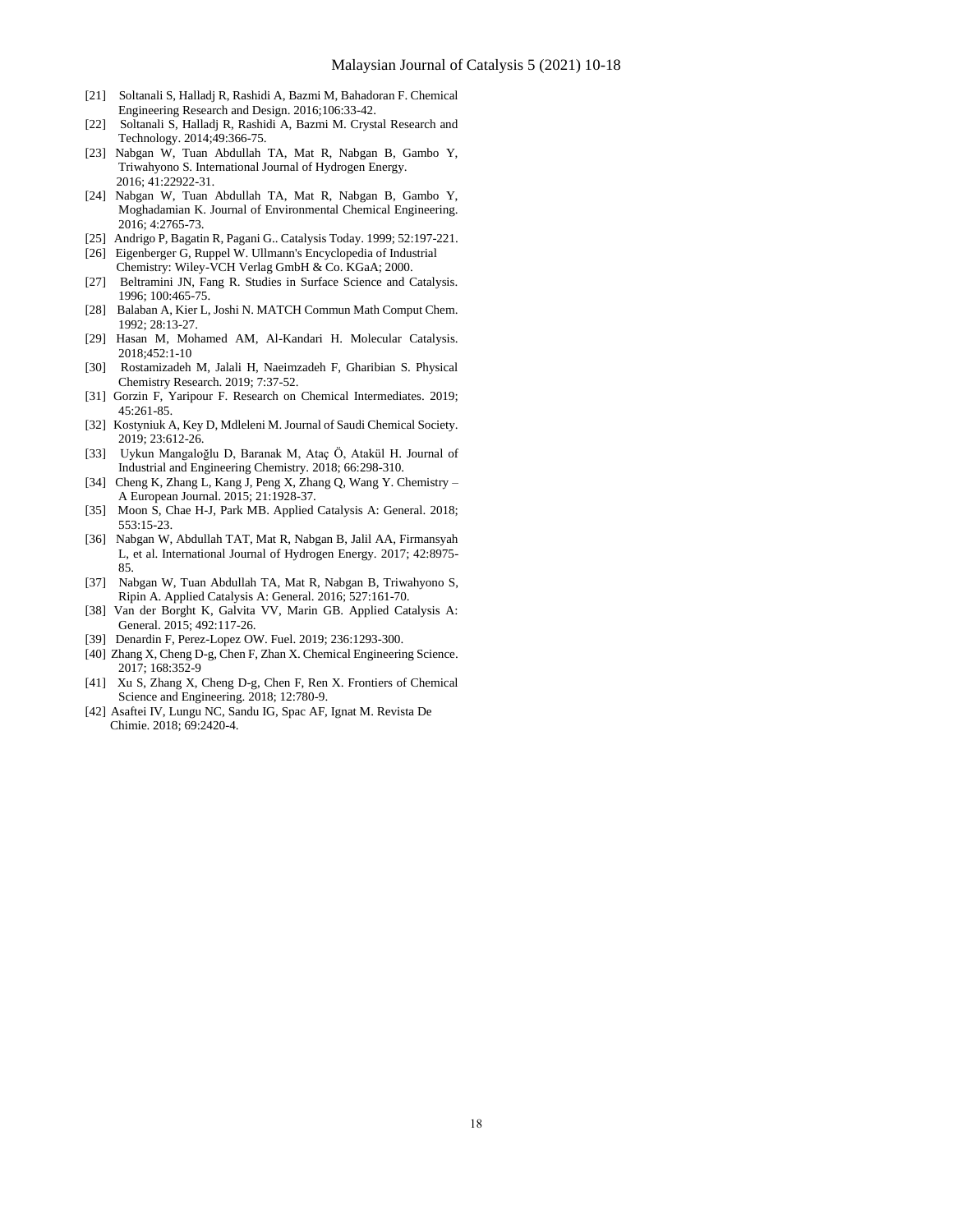[21] Soltanali S, Halladj R, Rashidi A, Bazmi M, Bahadoran F. Chemical Engineering Research and Design. 2016;106:33-42.

[22] Soltanali S, Halladj R, Rashidi A, Bazmi M. Crystal Research and Technology. 2014;49:366-75.

[23] Nabgan W, Tuan Abdullah TA, Mat R, Nabgan B, Gambo Y, Triwahyono S. International Journal of Hydrogen Energy. 2016; 41:22922-31.

[24] Nabgan W, Tuan Abdullah TA, Mat R, Nabgan B, Gambo Y, Moghadamian K. Journal of Environmental Chemical Engineering. 2016; 4:2765-73.

[25] Andrigo P, Bagatin R, Pagani G.. Catalysis Today. 1999; 52:197-221.

[26] Eigenberger G, Ruppel W. Ullmann's Encyclopedia of Industrial Chemistry: Wiley-VCH Verlag GmbH & Co. KGaA; 2000.

[27] Beltramini JN, Fang R. Studies in Surface Science and Catalysis. 1996; 100:465-75.

[28] Balaban A, Kier L, Joshi N. MATCH Commun Math Comput Chem. 1992; 28:13-27.

[29] Hasan M, Mohamed AM, Al-Kandari H. Molecular Catalysis. 2018;452:1-10

[30] Rostamizadeh M, Jalali H, Naeimzadeh F, Gharibian S. Physical Chemistry Research. 2019; 7:37-52.

[31] Gorzin F, Yaripour F. Research on Chemical Intermediates. 2019; 45:261-85.

[32] Kostyniuk A, Key D, Mdleleni M. Journal of Saudi Chemical Society. 2019; 23:612-26.

[33] Uykun Mangaloğlu D, Baranak M, Ataç Ö, Atakül H. Journal of Industrial and Engineering Chemistry. 2018; 66:298-310.

[34] Cheng K, Zhang L, Kang J, Peng X, Zhang Q, Wang Y. Chemistry – A European Journal. 2015; 21:1928-37.

[35] Moon S, Chae H-J, Park MB. Applied Catalysis A: General. 2018; 553:15-23.

[36] Nabgan W, Abdullah TAT, Mat R, Nabgan B, Jalil AA, Firmansyah L, et al. International Journal of Hydrogen Energy. 2017; 42:8975-85.

[37] Nabgan W, Tuan Abdullah TA, Mat R, Nabgan B, Triwahyono S, Ripin A. Applied Catalysis A: General. 2016; 527:161-70.

[38] Van der Borght K, Galvita VV, Marin GB. Applied Catalysis A: General. 2015; 492:117-26.

[39] Denardin F, Perez-Lopez OW. Fuel. 2019; 236:1293-300.

[40] Zhang X, Cheng D-g, Chen F, Zhan X. Chemical Engineering Science. 2017; 168:352-9

[41] Xu S, Zhang X, Cheng D-g, Chen F, Ren X. Frontiers of Chemical Science and Engineering. 2018; 12:780-9.

[42] Asaftei IV, Lungu NC, Sandu IG, Spac AF, Ignat M. Revista De Chimie. 2018; 69:2420-4.